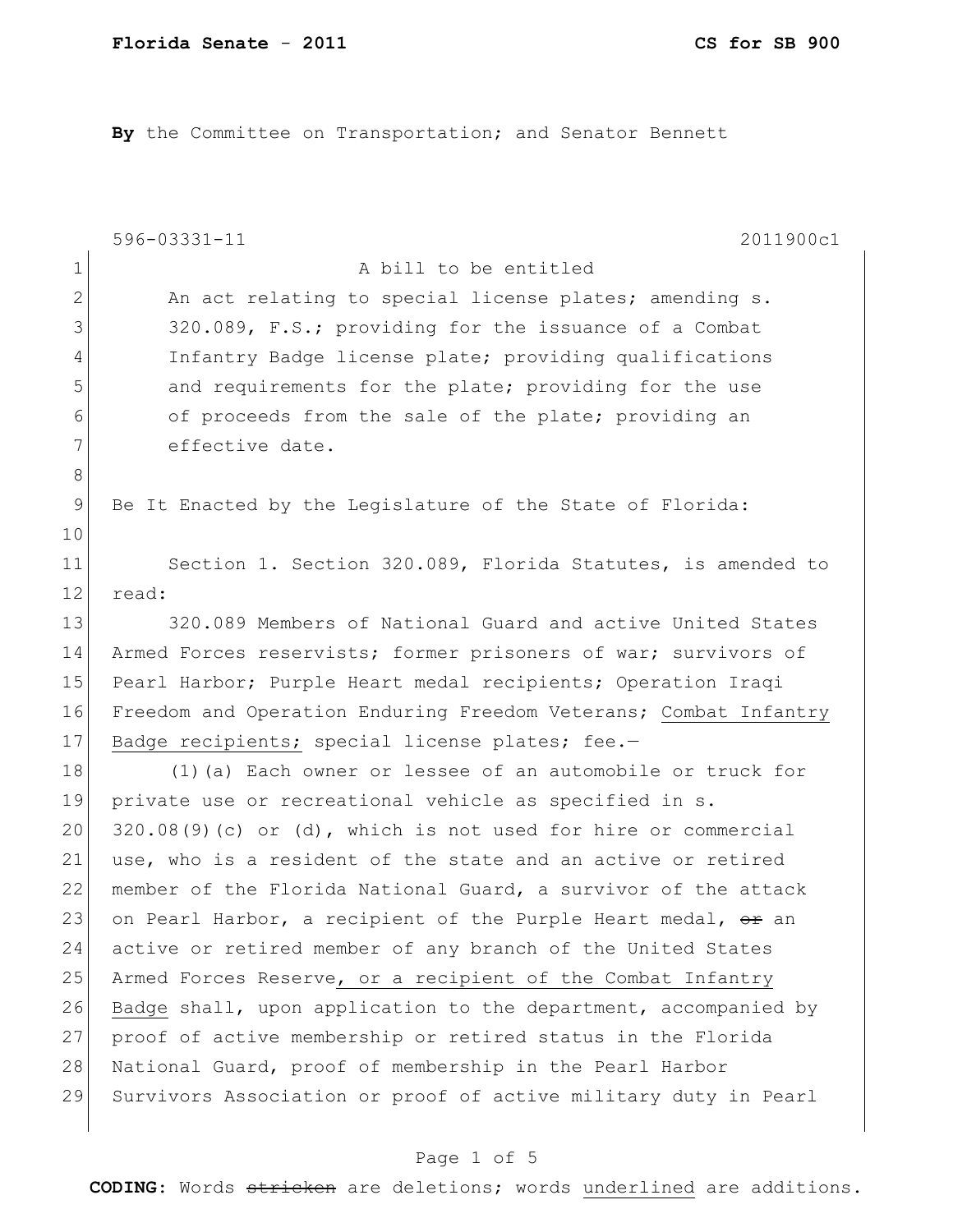**Florida Senate - 2011** **CS for SB 900**

**By** the Committee on Transportation; and Senator Bennett

596-03331-11 2011900c1

A bill to be entitled

An act relating to special license plates; amending s. 320.089, F.S.; providing for the issuance of a Combat Infantry Badge license plate; providing qualifications and requirements for the plate; providing for the use of proceeds from the sale of the plate; providing an effective date.

Be It Enacted by the Legislature of the State of Florida:

Section 1. Section 320.089, Florida Statutes, is amended to read:

320.089 Members of National Guard and active United States Armed Forces reservists; former prisoners of war; survivors of Pearl Harbor; Purple Heart medal recipients; Operation Iraqi Freedom and Operation Enduring Freedom Veterans; <u>Combat Infantry Badge recipients;</u> special license plates; fee.—

(1)(a) Each owner or lessee of an automobile or truck for private use or recreational vehicle as specified in s. 320.08(9)(c) or (d), which is not used for hire or commercial use, who is a resident of the state and an active or retired member of the Florida National Guard, a survivor of the attack on Pearl Harbor, a recipient of the Purple Heart medal, ~~or~~ an active or retired member of any branch of the United States Armed Forces Reserve<u>, or a recipient of the Combat Infantry Badge</u> shall, upon application to the department, accompanied by proof of active membership or retired status in the Florida National Guard, proof of membership in the Pearl Harbor Survivors Association or proof of active military duty in Pearl

**CODING:** Words ~~stricken~~ are deletions; words <u>underlined</u> are additions.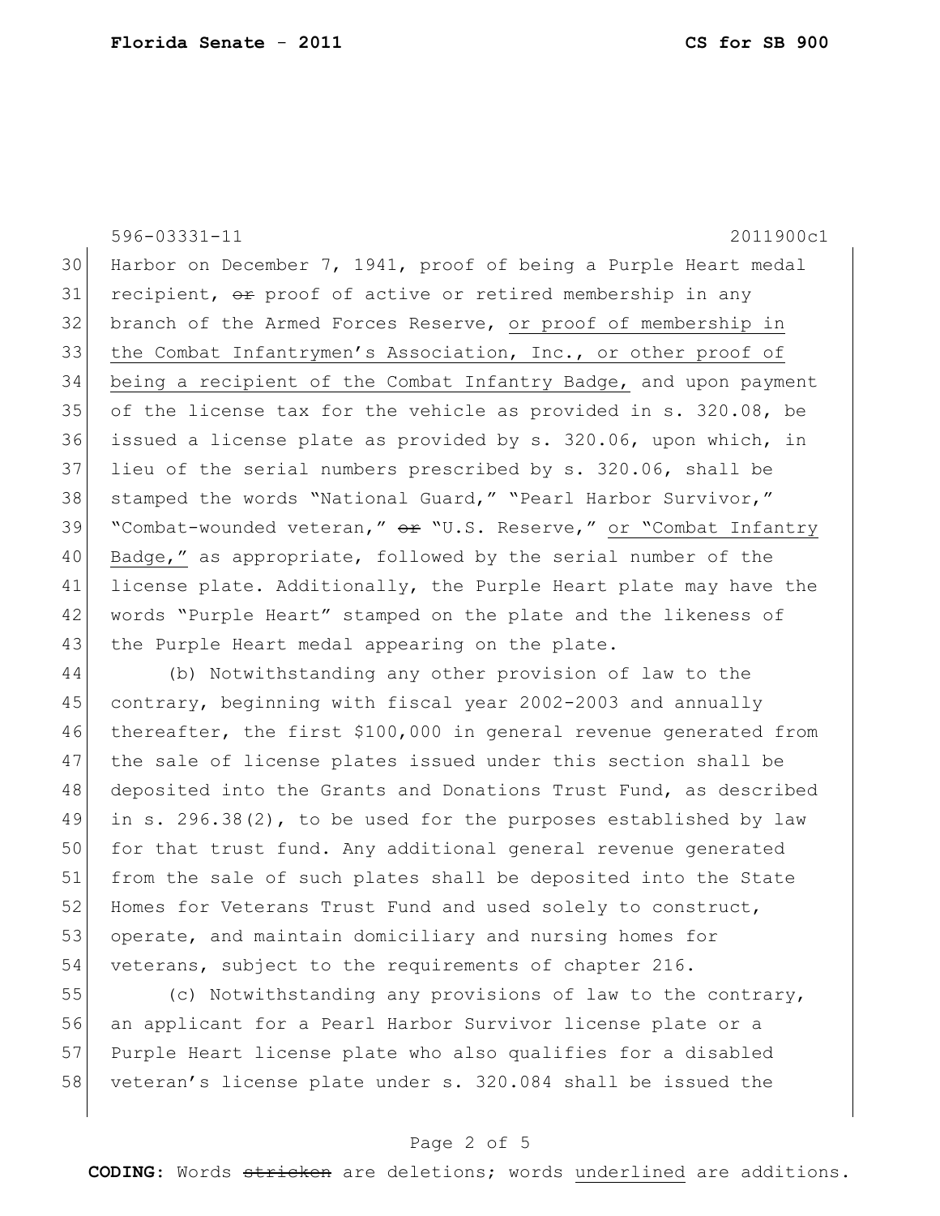Harbor on December 7, 1941, proof of being a Purple Heart medal recipient, ~~or~~ proof of active or retired membership in any branch of the Armed Forces Reserve, <u>or proof of membership in the Combat Infantrymen's Association, Inc., or other proof of being a recipient of the Combat Infantry Badge,</u> and upon payment of the license tax for the vehicle as provided in s. 320.08, be issued a license plate as provided by s. 320.06, upon which, in lieu of the serial numbers prescribed by s. 320.06, shall be stamped the words "National Guard," "Pearl Harbor Survivor," "Combat-wounded veteran," ~~or~~ "U.S. Reserve," <u>or "Combat Infantry Badge,"</u> as appropriate, followed by the serial number of the license plate. Additionally, the Purple Heart plate may have the words "Purple Heart" stamped on the plate and the likeness of the Purple Heart medal appearing on the plate.

(b) Notwithstanding any other provision of law to the contrary, beginning with fiscal year 2002-2003 and annually thereafter, the first $100,000 in general revenue generated from the sale of license plates issued under this section shall be deposited into the Grants and Donations Trust Fund, as described in s. 296.38(2), to be used for the purposes established by law for that trust fund. Any additional general revenue generated from the sale of such plates shall be deposited into the State Homes for Veterans Trust Fund and used solely to construct, operate, and maintain domiciliary and nursing homes for veterans, subject to the requirements of chapter 216.

(c) Notwithstanding any provisions of law to the contrary, an applicant for a Pearl Harbor Survivor license plate or a Purple Heart license plate who also qualifies for a disabled veteran's license plate under s. 320.084 shall be issued the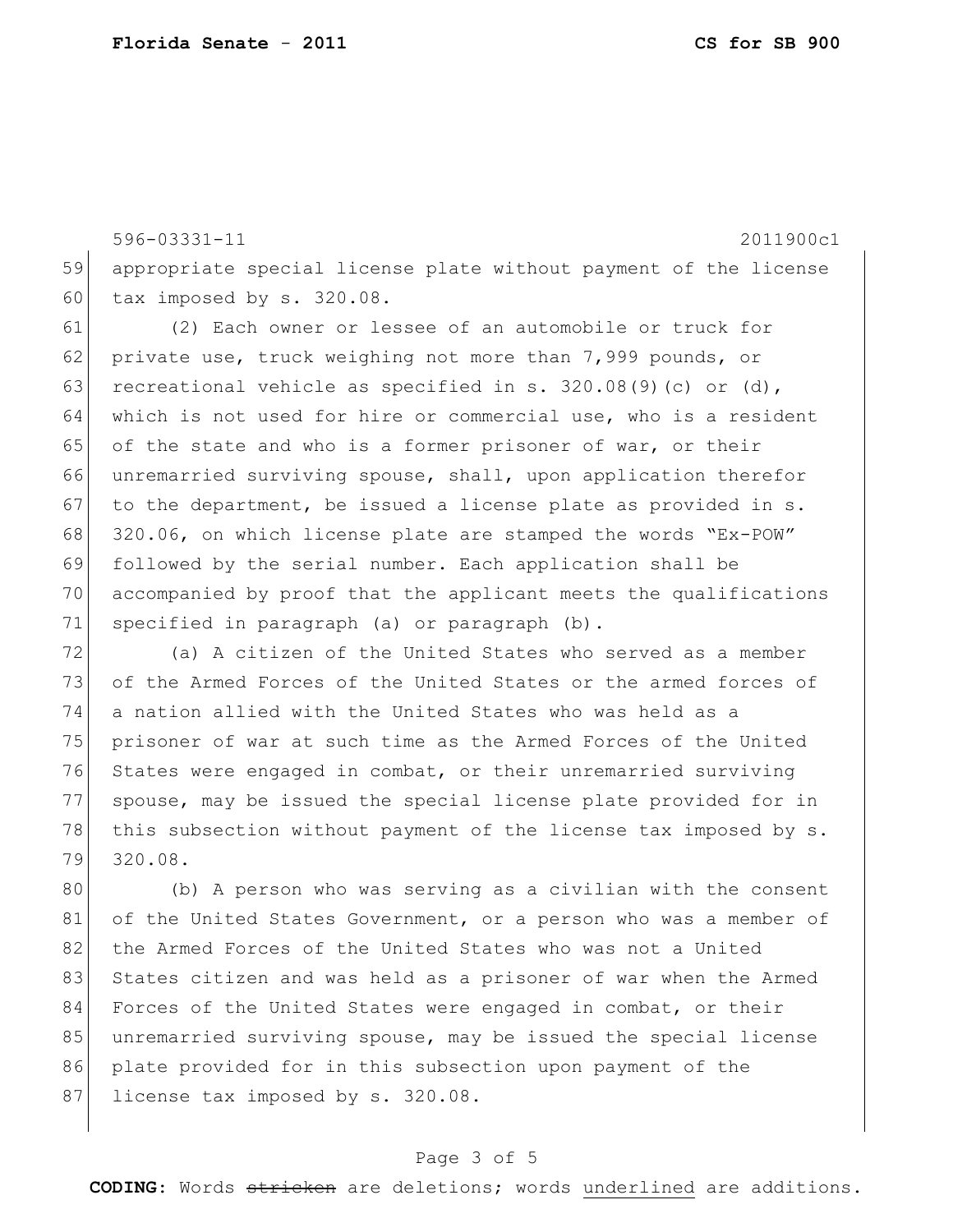appropriate special license plate without payment of the license tax imposed by s. 320.08.

(2) Each owner or lessee of an automobile or truck for private use, truck weighing not more than 7,999 pounds, or recreational vehicle as specified in s. 320.08(9)(c) or (d), which is not used for hire or commercial use, who is a resident of the state and who is a former prisoner of war, or their unremarried surviving spouse, shall, upon application therefor to the department, be issued a license plate as provided in s. 320.06, on which license plate are stamped the words "Ex-POW" followed by the serial number. Each application shall be accompanied by proof that the applicant meets the qualifications specified in paragraph (a) or paragraph (b).

(a) A citizen of the United States who served as a member of the Armed Forces of the United States or the armed forces of a nation allied with the United States who was held as a prisoner of war at such time as the Armed Forces of the United States were engaged in combat, or their unremarried surviving spouse, may be issued the special license plate provided for in this subsection without payment of the license tax imposed by s. 320.08.

(b) A person who was serving as a civilian with the consent of the United States Government, or a person who was a member of the Armed Forces of the United States who was not a United States citizen and was held as a prisoner of war when the Armed Forces of the United States were engaged in combat, or their unremarried surviving spouse, may be issued the special license plate provided for in this subsection upon payment of the license tax imposed by s. 320.08.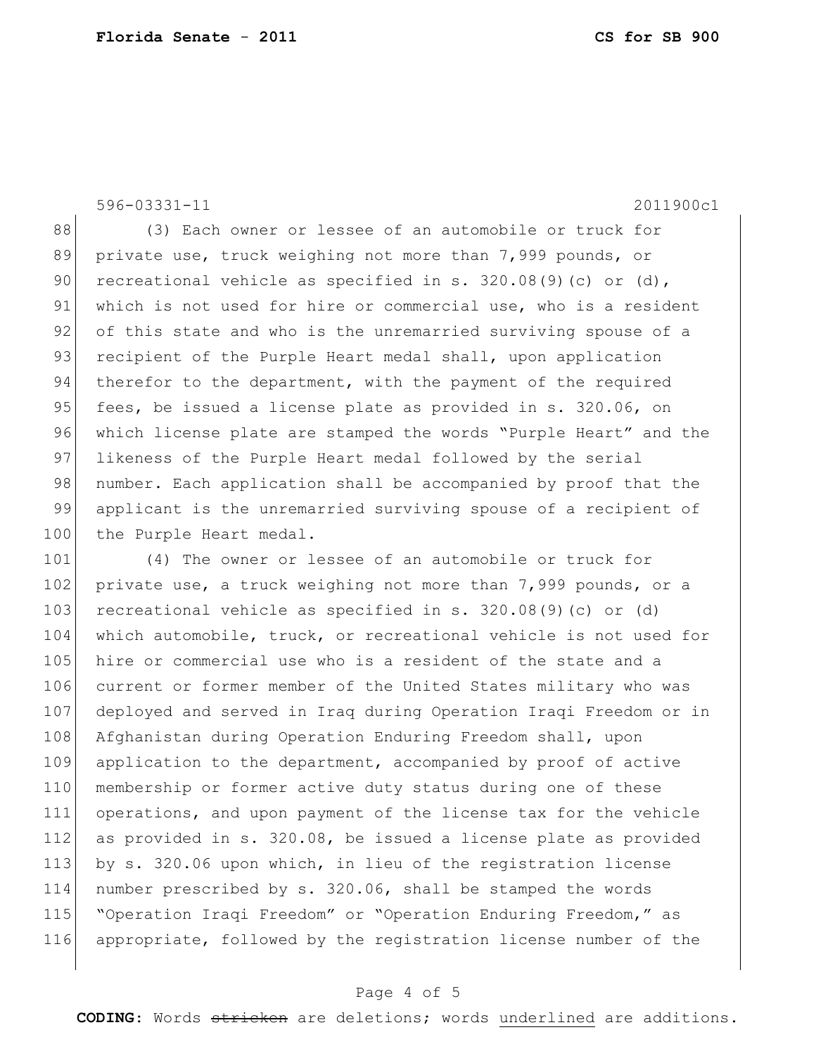(3) Each owner or lessee of an automobile or truck for private use, truck weighing not more than 7,999 pounds, or recreational vehicle as specified in s. 320.08(9)(c) or (d), which is not used for hire or commercial use, who is a resident of this state and who is the unremarried surviving spouse of a recipient of the Purple Heart medal shall, upon application therefor to the department, with the payment of the required fees, be issued a license plate as provided in s. 320.06, on which license plate are stamped the words "Purple Heart" and the likeness of the Purple Heart medal followed by the serial number. Each application shall be accompanied by proof that the applicant is the unremarried surviving spouse of a recipient of the Purple Heart medal.

(4) The owner or lessee of an automobile or truck for private use, a truck weighing not more than 7,999 pounds, or a recreational vehicle as specified in s. 320.08(9)(c) or (d) which automobile, truck, or recreational vehicle is not used for hire or commercial use who is a resident of the state and a current or former member of the United States military who was deployed and served in Iraq during Operation Iraqi Freedom or in Afghanistan during Operation Enduring Freedom shall, upon application to the department, accompanied by proof of active membership or former active duty status during one of these operations, and upon payment of the license tax for the vehicle as provided in s. 320.08, be issued a license plate as provided by s. 320.06 upon which, in lieu of the registration license number prescribed by s. 320.06, shall be stamped the words "Operation Iraqi Freedom" or "Operation Enduring Freedom," as appropriate, followed by the registration license number of the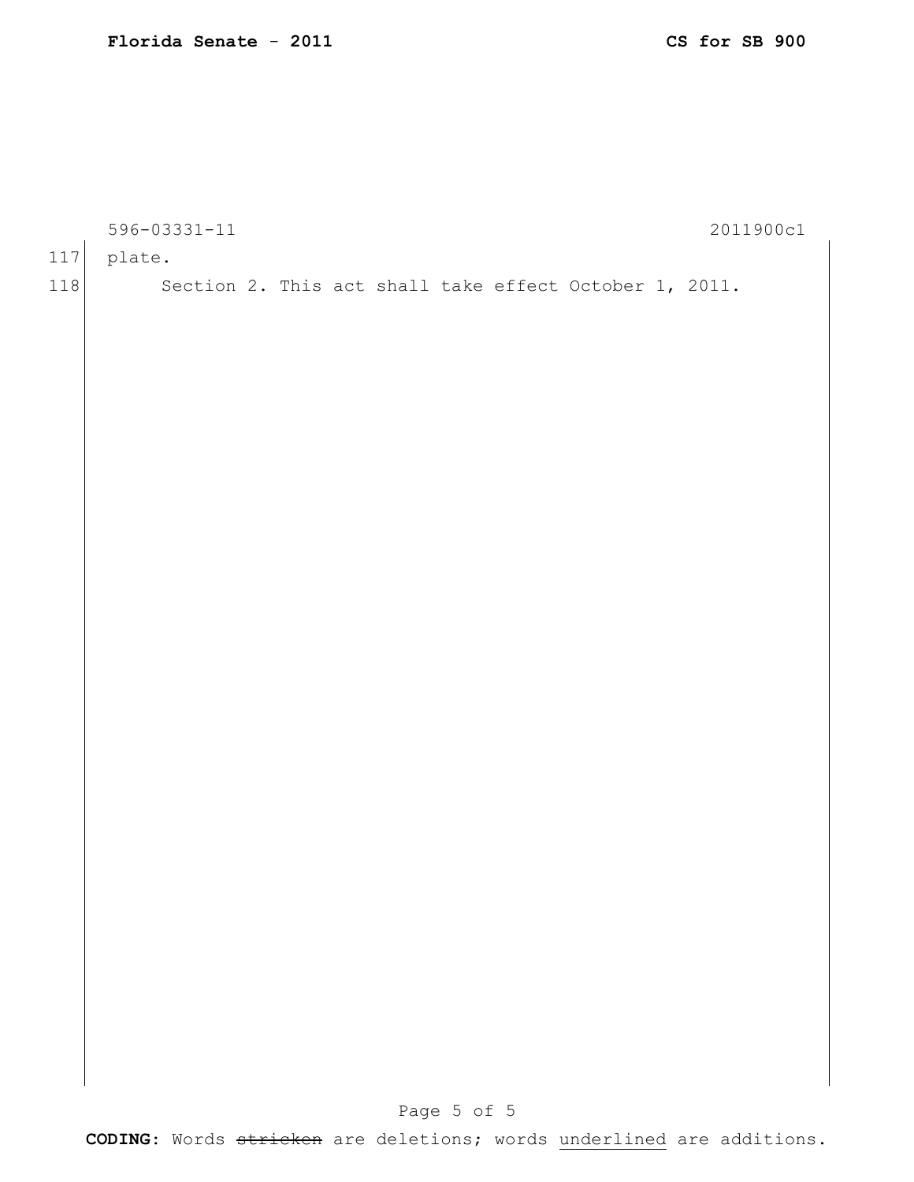596-03331-11 2011900c1

117 plate.

118 Section 2. This act shall take effect October 1, 2011.